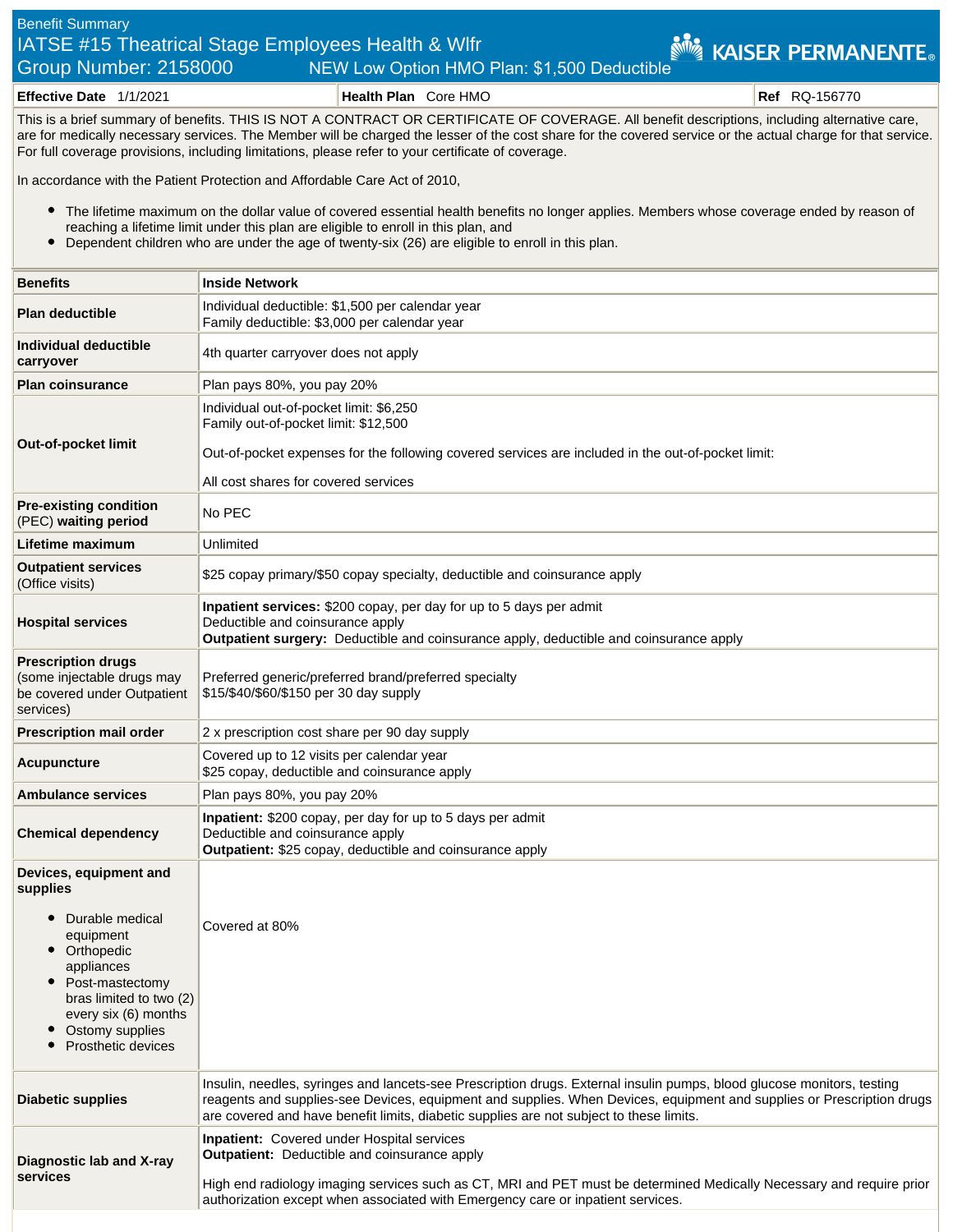Benefit Summary

# IATSE #15 Theatrical Stage Employees Health & Wlfr

## Group Number: 2158000 NEW Low Option HMO Plan: $1,500 Deductible

KAISER PERMANENTE®

| **Effective Date** 1/1/2021 | **Health Plan** Core HMO | **Ref** RQ-156770 |
|---|---|---|

This is a brief summary of benefits. THIS IS NOT A CONTRACT OR CERTIFICATE OF COVERAGE. All benefit descriptions, including alternative care, are for medically necessary services. The Member will be charged the lesser of the cost share for the covered service or the actual charge for that service. For full coverage provisions, including limitations, please refer to your certificate of coverage.

In accordance with the Patient Protection and Affordable Care Act of 2010,

- The lifetime maximum on the dollar value of covered essential health benefits no longer applies. Members whose coverage ended by reason of reaching a lifetime limit under this plan are eligible to enroll in this plan, and
- Dependent children who are under the age of twenty-six (26) are eligible to enroll in this plan.

| Benefits | Inside Network |
|---|---|
| **Plan deductible** | Individual deductible: $1,500 per calendar year<br>Family deductible: $3,000 per calendar year |
| **Individual deductible carryover** | 4th quarter carryover does not apply |
| **Plan coinsurance** | Plan pays 80%, you pay 20% |
| **Out-of-pocket limit** | Individual out-of-pocket limit: $6,250<br>Family out-of-pocket limit: $12,500<br><br>Out-of-pocket expenses for the following covered services are included in the out-of-pocket limit:<br><br>All cost shares for covered services |
| **Pre-existing condition** (PEC) **waiting period** | No PEC |
| **Lifetime maximum** | Unlimited |
| **Outpatient services** (Office visits) | $25 copay primary/$50 copay specialty, deductible and coinsurance apply |
| **Hospital services** | **Inpatient services:** $200 copay, per day for up to 5 days per admit<br>Deductible and coinsurance apply<br>**Outpatient surgery:** Deductible and coinsurance apply, deductible and coinsurance apply |
| **Prescription drugs** (some injectable drugs may be covered under Outpatient services) | Preferred generic/preferred brand/preferred specialty<br>$15/$40/$60/$150 per 30 day supply |
| **Prescription mail order** | 2 x prescription cost share per 90 day supply |
| **Acupuncture** | Covered up to 12 visits per calendar year<br>$25 copay, deductible and coinsurance apply |
| **Ambulance services** | Plan pays 80%, you pay 20% |
| **Chemical dependency** | **Inpatient:** $200 copay, per day for up to 5 days per admit<br>Deductible and coinsurance apply<br>**Outpatient:** $25 copay, deductible and coinsurance apply |
| **Devices, equipment and supplies**<br>• Durable medical equipment<br>• Orthopedic appliances<br>• Post-mastectomy bras limited to two (2) every six (6) months<br>• Ostomy supplies<br>• Prosthetic devices | Covered at 80% |
| **Diabetic supplies** | Insulin, needles, syringes and lancets-see Prescription drugs. External insulin pumps, blood glucose monitors, testing reagents and supplies-see Devices, equipment and supplies. When Devices, equipment and supplies or Prescription drugs are covered and have benefit limits, diabetic supplies are not subject to these limits. |
| **Diagnostic lab and X-ray services** | **Inpatient:** Covered under Hospital services<br>**Outpatient:** Deductible and coinsurance apply<br><br>High end radiology imaging services such as CT, MRI and PET must be determined Medically Necessary and require prior authorization except when associated with Emergency care or inpatient services. |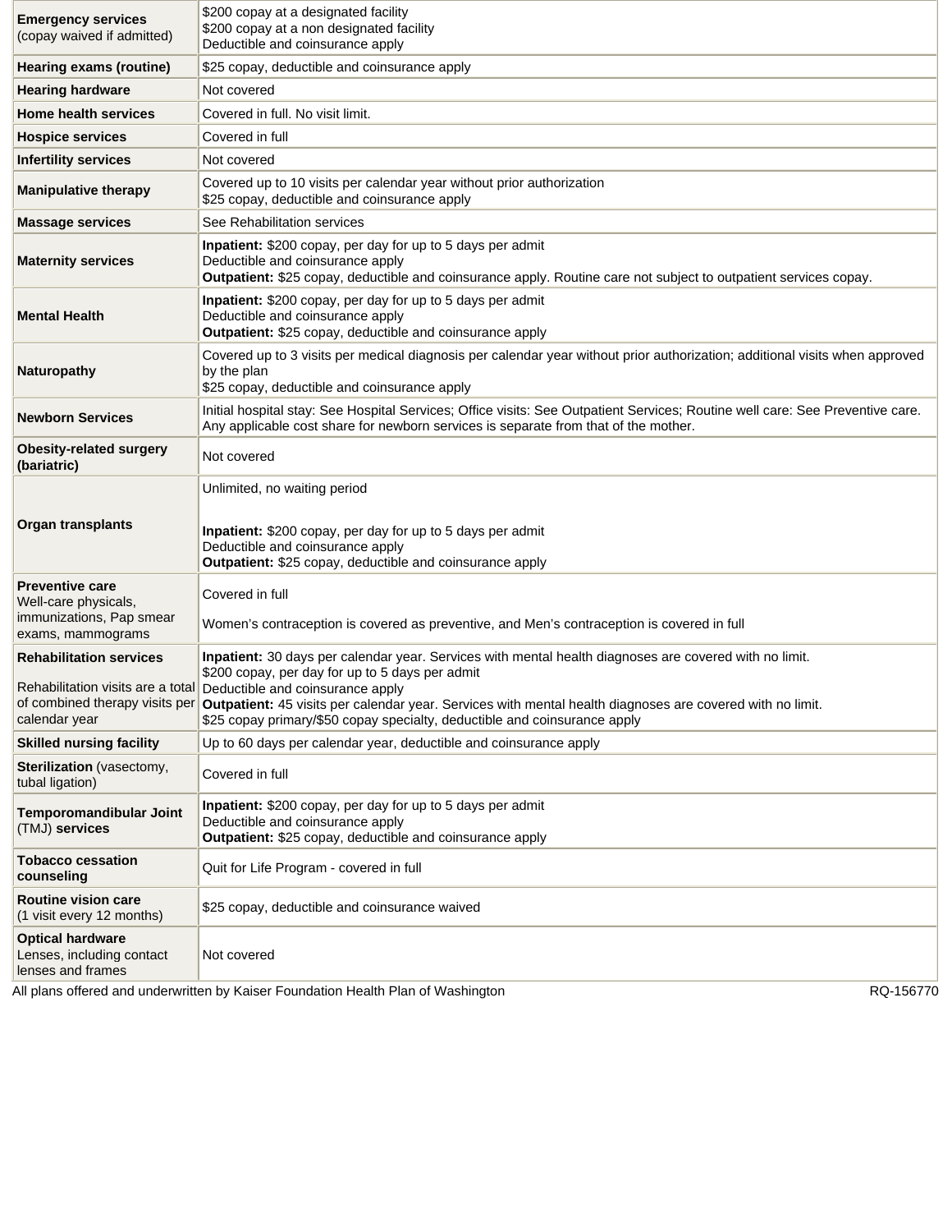| | |
|---|---|
| **Emergency services** (copay waived if admitted) | $200 copay at a designated facility<br>$200 copay at a non designated facility<br>Deductible and coinsurance apply |
| **Hearing exams (routine)** | $25 copay, deductible and coinsurance apply |
| **Hearing hardware** | Not covered |
| **Home health services** | Covered in full. No visit limit. |
| **Hospice services** | Covered in full |
| **Infertility services** | Not covered |
| **Manipulative therapy** | Covered up to 10 visits per calendar year without prior authorization<br>$25 copay, deductible and coinsurance apply |
| **Massage services** | See Rehabilitation services |
| **Maternity services** | **Inpatient:** $200 copay, per day for up to 5 days per admit<br>Deductible and coinsurance apply<br>**Outpatient:** $25 copay, deductible and coinsurance apply. Routine care not subject to outpatient services copay. |
| **Mental Health** | **Inpatient:** $200 copay, per day for up to 5 days per admit<br>Deductible and coinsurance apply<br>**Outpatient:** $25 copay, deductible and coinsurance apply |
| **Naturopathy** | Covered up to 3 visits per medical diagnosis per calendar year without prior authorization; additional visits when approved by the plan<br>$25 copay, deductible and coinsurance apply |
| **Newborn Services** | Initial hospital stay: See Hospital Services; Office visits: See Outpatient Services; Routine well care: See Preventive care. Any applicable cost share for newborn services is separate from that of the mother. |
| **Obesity-related surgery (bariatric)** | Not covered |
| **Organ transplants** | Unlimited, no waiting period<br><br>**Inpatient:** $200 copay, per day for up to 5 days per admit<br>Deductible and coinsurance apply<br>**Outpatient:** $25 copay, deductible and coinsurance apply |
| **Preventive care**<br>Well-care physicals, immunizations, Pap smear exams, mammograms | Covered in full<br><br>Women's contraception is covered as preventive, and Men's contraception is covered in full |
| **Rehabilitation services**<br><br>Rehabilitation visits are a total of combined therapy visits per calendar year | **Inpatient:** 30 days per calendar year. Services with mental health diagnoses are covered with no limit.<br>$200 copay, per day for up to 5 days per admit<br>Deductible and coinsurance apply<br>**Outpatient:** 45 visits per calendar year. Services with mental health diagnoses are covered with no limit.<br>$25 copay primary/$50 copay specialty, deductible and coinsurance apply |
| **Skilled nursing facility** | Up to 60 days per calendar year, deductible and coinsurance apply |
| **Sterilization** (vasectomy, tubal ligation) | Covered in full |
| **Temporomandibular Joint** (TMJ) **services** | **Inpatient:** $200 copay, per day for up to 5 days per admit<br>Deductible and coinsurance apply<br>**Outpatient:** $25 copay, deductible and coinsurance apply |
| **Tobacco cessation counseling** | Quit for Life Program - covered in full |
| **Routine vision care** (1 visit every 12 months) | $25 copay, deductible and coinsurance waived |
| **Optical hardware**<br>Lenses, including contact lenses and frames | Not covered |

All plans offered and underwritten by Kaiser Foundation Health Plan of Washington

RQ-156770